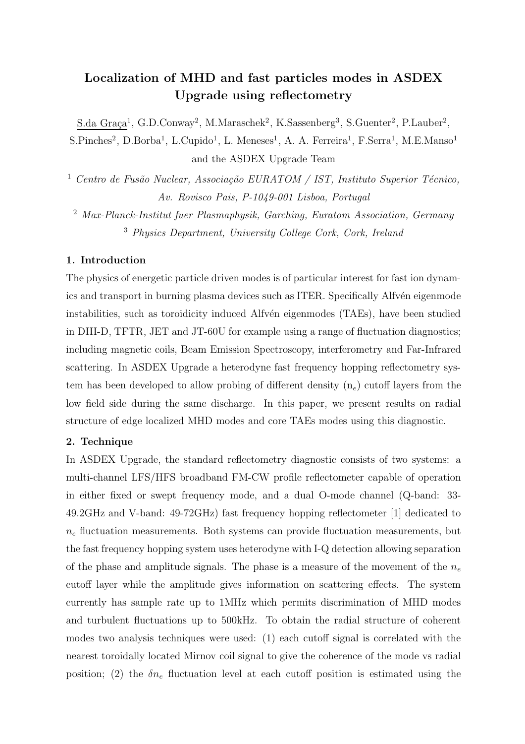# Localization of MHD and fast particles modes in ASDEX Upgrade using reflectometry

S.da Graça[1], G.D.Conway[2], M.Maraschek[2], K.Sassenberg[3], S.Guenter[2], P.Lauber[2], S.Pinches[2], D.Borba[1], L.Cupido[1], L. Meneses[1], A. A. Ferreira[1], F.Serra[1], M.E.Manso[1] and the ASDEX Upgrade Team

[1] *Centro de Fusão Nuclear, Associação EURATOM / IST, Instituto Superior Técnico, Av. Rovisco Pais, P-1049-001 Lisboa, Portugal*

[2] *Max-Planck-Institut fuer Plasmaphysik, Garching, Euratom Association, Germany*

[3] *Physics Department, University College Cork, Cork, Ireland*

## 1. Introduction

The physics of energetic particle driven modes is of particular interest for fast ion dynamics and transport in burning plasma devices such as ITER. Specifically Alfvén eigenmode instabilities, such as toroidicity induced Alfvén eigenmodes (TAEs), have been studied in DIII-D, TFTR, JET and JT-60U for example using a range of fluctuation diagnostics; including magnetic coils, Beam Emission Spectroscopy, interferometry and Far-Infrared scattering. In ASDEX Upgrade a heterodyne fast frequency hopping reflectometry system has been developed to allow probing of different density ($n_e$) cutoff layers from the low field side during the same discharge. In this paper, we present results on radial structure of edge localized MHD modes and core TAEs modes using this diagnostic.

## 2. Technique

In ASDEX Upgrade, the standard reflectometry diagnostic consists of two systems: a multi-channel LFS/HFS broadband FM-CW profile reflectometer capable of operation in either fixed or swept frequency mode, and a dual O-mode channel (Q-band: 33-49.2GHz and V-band: 49-72GHz) fast frequency hopping reflectometer [1] dedicated to $n_e$ fluctuation measurements. Both systems can provide fluctuation measurements, but the fast frequency hopping system uses heterodyne with I-Q detection allowing separation of the phase and amplitude signals. The phase is a measure of the movement of the $n_e$ cutoff layer while the amplitude gives information on scattering effects. The system currently has sample rate up to 1MHz which permits discrimination of MHD modes and turbulent fluctuations up to 500kHz. To obtain the radial structure of coherent modes two analysis techniques were used: (1) each cutoff signal is correlated with the nearest toroidally located Mirnov coil signal to give the coherence of the mode vs radial position; (2) the $\delta n_e$ fluctuation level at each cutoff position is estimated using the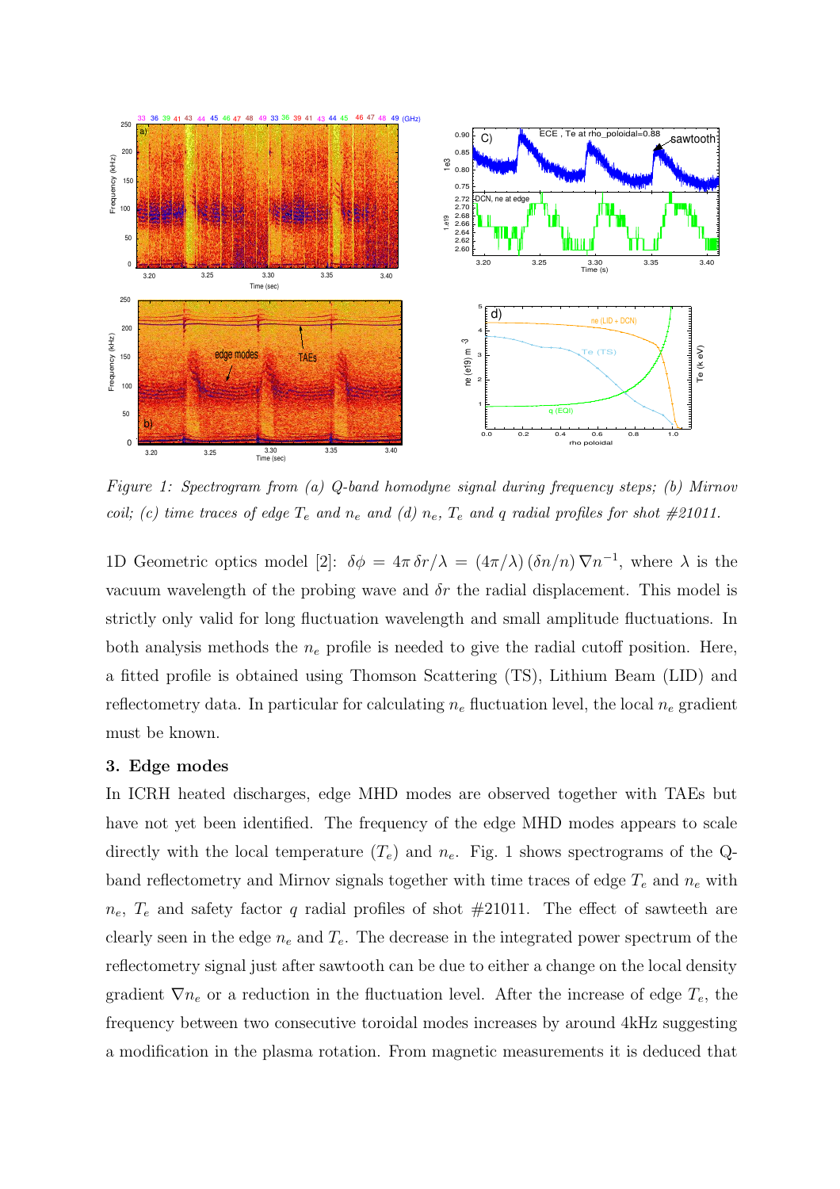*Figure 1: Spectrogram from (a) Q-band homodyne signal during frequency steps; (b) Mirnov coil; (c) time traces of edge $T_e$ and $n_e$ and (d) $n_e$, $T_e$ and $q$ radial profiles for shot #21011.*

1D Geometric optics model [2]: $\delta\phi = 4\pi\,\delta r/\lambda = (4\pi/\lambda)\,(\delta n/n)\,\nabla n^{-1}$, where $\lambda$ is the vacuum wavelength of the probing wave and $\delta r$ the radial displacement. This model is strictly only valid for long fluctuation wavelength and small amplitude fluctuations. In both analysis methods the $n_e$ profile is needed to give the radial cutoff position. Here, a fitted profile is obtained using Thomson Scattering (TS), Lithium Beam (LID) and reflectometry data. In particular for calculating $n_e$ fluctuation level, the local $n_e$ gradient must be known.

## 3. Edge modes

In ICRH heated discharges, edge MHD modes are observed together with TAEs but have not yet been identified. The frequency of the edge MHD modes appears to scale directly with the local temperature ($T_e$) and $n_e$. Fig. 1 shows spectrograms of the Q-band reflectometry and Mirnov signals together with time traces of edge $T_e$ and $n_e$ with $n_e$, $T_e$ and safety factor $q$ radial profiles of shot #21011. The effect of sawteeth are clearly seen in the edge $n_e$ and $T_e$. The decrease in the integrated power spectrum of the reflectometry signal just after sawtooth can be due to either a change on the local density gradient $\nabla n_e$ or a reduction in the fluctuation level. After the increase of edge $T_e$, the frequency between two consecutive toroidal modes increases by around 4kHz suggesting a modification in the plasma rotation. From magnetic measurements it is deduced that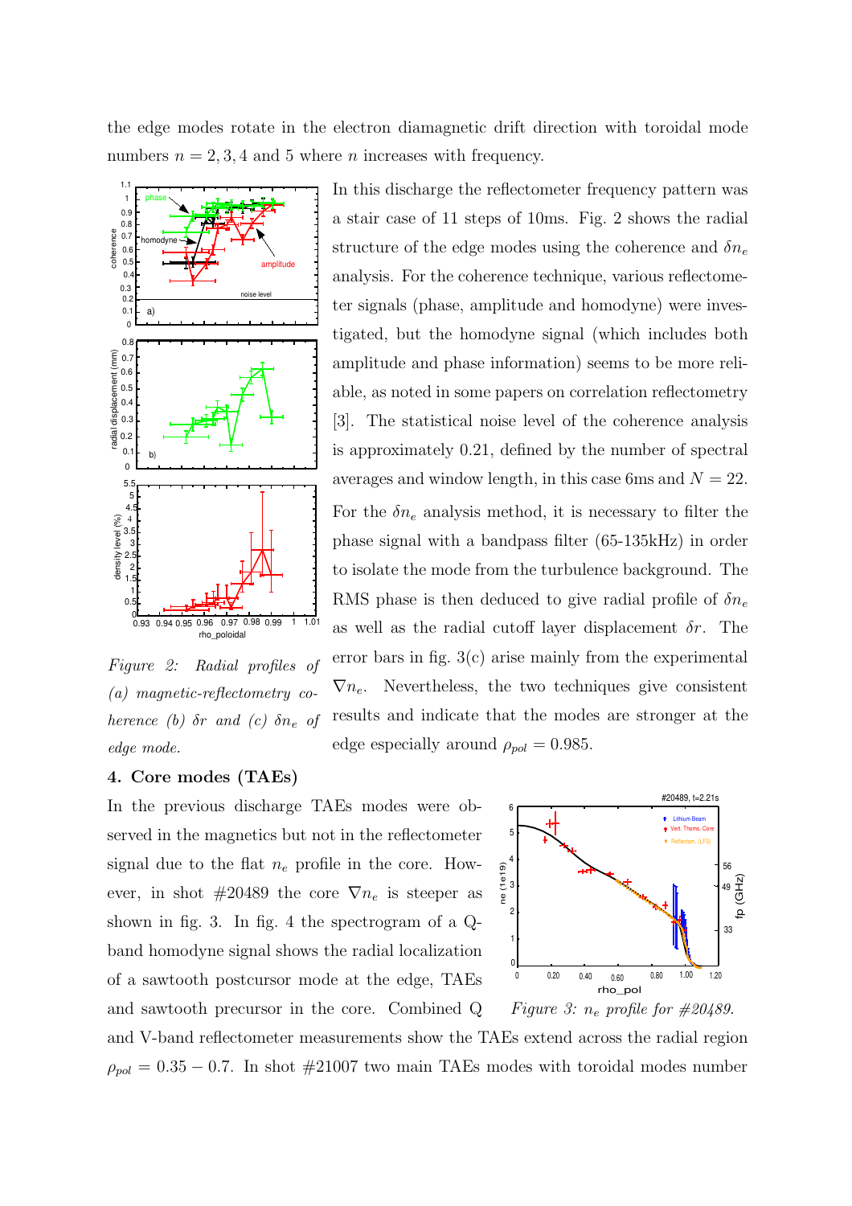the edge modes rotate in the electron diamagnetic drift direction with toroidal mode numbers $n = 2, 3, 4$ and 5 where $n$ increases with frequency.

In this discharge the reflectometer frequency pattern was a stair case of 11 steps of 10ms. Fig. 2 shows the radial structure of the edge modes using the coherence and $\delta n_e$ analysis. For the coherence technique, various reflectometer signals (phase, amplitude and homodyne) were investigated, but the homodyne signal (which includes both amplitude and phase information) seems to be more reliable, as noted in some papers on correlation reflectometry [3]. The statistical noise level of the coherence analysis is approximately 0.21, defined by the number of spectral averages and window length, in this case 6ms and $N = 22$. For the $\delta n_e$ analysis method, it is necessary to filter the phase signal with a bandpass filter (65-135kHz) in order to isolate the mode from the turbulence background. The RMS phase is then deduced to give radial profile of $\delta n_e$ as well as the radial cutoff layer displacement $\delta r$. The error bars in fig. 3(c) arise mainly from the experimental $\nabla n_e$. Nevertheless, the two techniques give consistent results and indicate that the modes are stronger at the edge especially around $\rho_{pol} = 0.985$.

*Figure 2: Radial profiles of (a) magnetic-reflectometry coherence (b) $\delta r$ and (c) $\delta n_e$ of edge mode.*

## 4. Core modes (TAEs)

In the previous discharge TAEs modes were observed in the magnetics but not in the reflectometer signal due to the flat $n_e$ profile in the core. However, in shot #20489 the core $\nabla n_e$ is steeper as shown in fig. 3. In fig. 4 the spectrogram of a Q-band homodyne signal shows the radial localization of a sawtooth postcursor mode at the edge, TAEs and sawtooth precursor in the core. Combined Q and V-band reflectometer measurements show the TAEs extend across the radial region $\rho_{pol} = 0.35 - 0.7$. In shot #21007 two main TAEs modes with toroidal modes number

*Figure 3: $n_e$ profile for #20489.*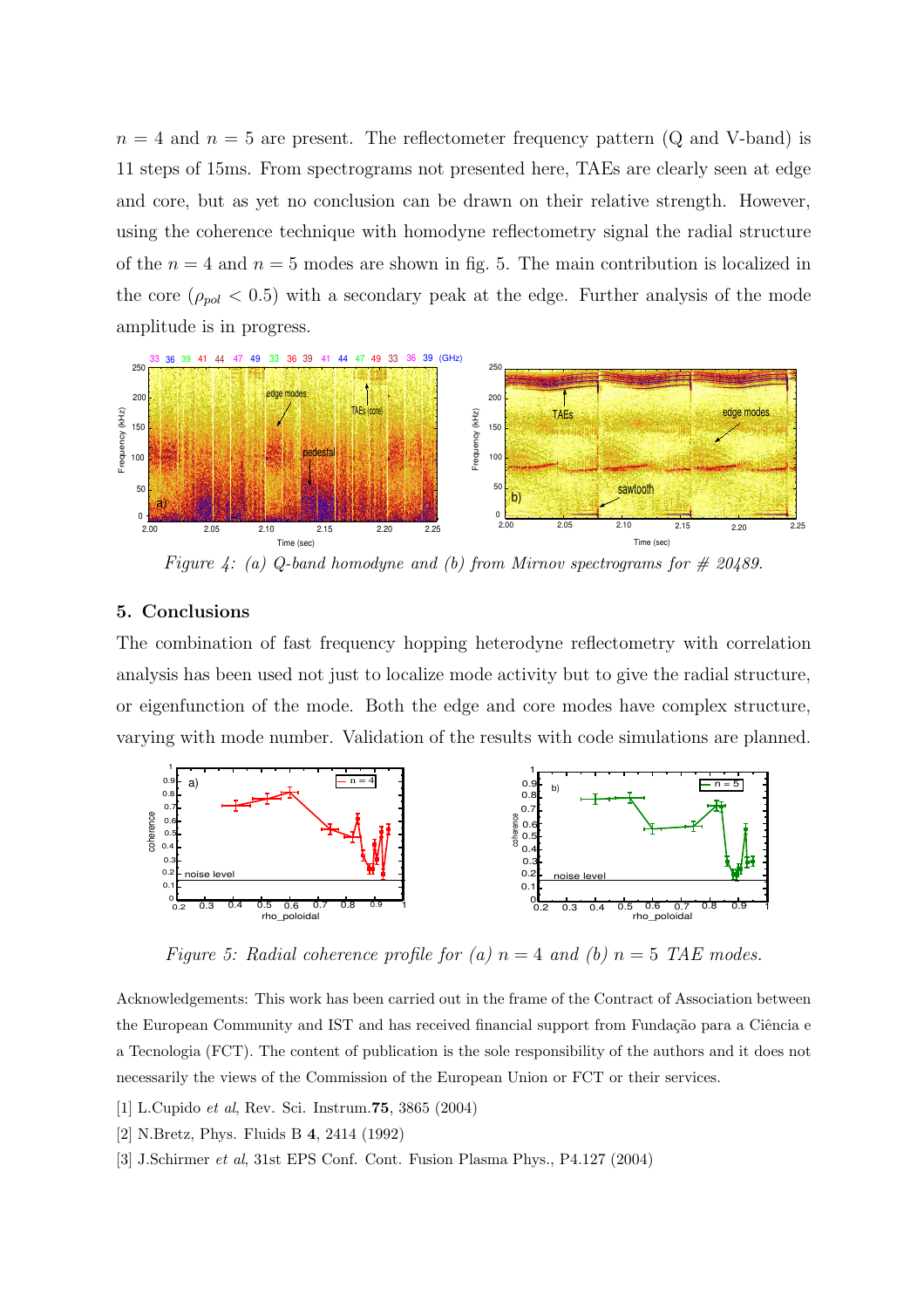$n = 4$ and $n = 5$ are present. The reflectometer frequency pattern (Q and V-band) is 11 steps of 15ms. From spectrograms not presented here, TAEs are clearly seen at edge and core, but as yet no conclusion can be drawn on their relative strength. However, using the coherence technique with homodyne reflectometry signal the radial structure of the $n = 4$ and $n = 5$ modes are shown in fig. 5. The main contribution is localized in the core ($\rho_{pol} < 0.5$) with a secondary peak at the edge. Further analysis of the mode amplitude is in progress.

33 36 39 41 44 47 49 33 36 39 41 44 47 49 33 36 39 (GHz)

edge modes
TAEs (core)
pedestal
a)
Frequency (kHz)
Time (sec)

TAEs
edge modes
sawtooth
b)
Frequency (kHz)
Time (sec)

*Figure 4: (a) Q-band homodyne and (b) from Mirnov spectrograms for # 20489.*

## 5. Conclusions

The combination of fast frequency hopping heterodyne reflectometry with correlation analysis has been used not just to localize mode activity but to give the radial structure, or eigenfunction of the mode. Both the edge and core modes have complex structure, varying with mode number. Validation of the results with code simulations are planned.

a)
n = 4
noise level
coherence
rho_poloidal

b)
n = 5
noise level
coherence
rho_poloidal

*Figure 5: Radial coherence profile for (a) $n = 4$ and (b) $n = 5$ TAE modes.*

Acknowledgements: This work has been carried out in the frame of the Contract of Association between the European Community and IST and has received financial support from Fundação para a Ciência e a Tecnologia (FCT). The content of publication is the sole responsibility of the authors and it does not necessarily the views of the Commission of the European Union or FCT or their services.

[1] L.Cupido *et al*, Rev. Sci. Instrum. **75**, 3865 (2004)

[2] N.Bretz, Phys. Fluids B **4**, 2414 (1992)

[3] J.Schirmer *et al*, 31st EPS Conf. Cont. Fusion Plasma Phys., P4.127 (2004)